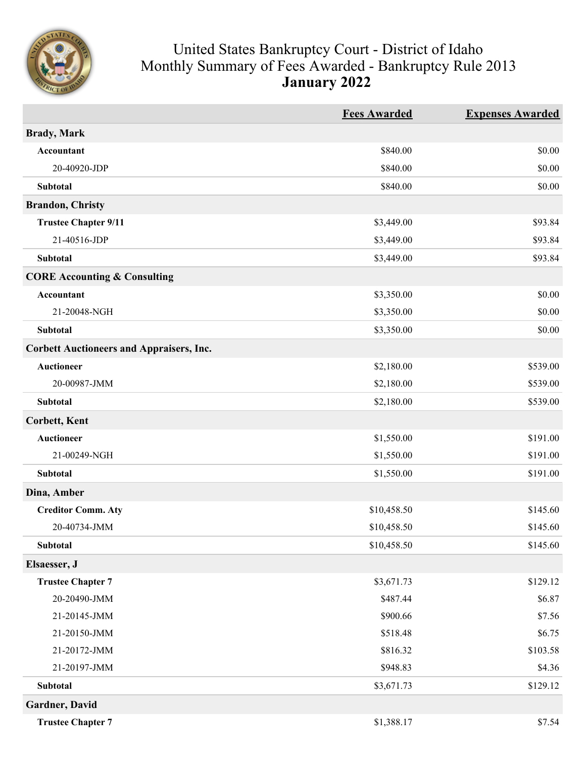# United States Bankruptcy Court - District of Idaho
# Monthly Summary of Fees Awarded - Bankruptcy Rule 2013
# January 2022

| | Fees Awarded | Expenses Awarded |
|---|---|---|
| **Brady, Mark** | | |
| **Accountant** | $840.00 | $0.00 |
| 20-40920-JDP | $840.00 | $0.00 |
| **Subtotal** | $840.00 | $0.00 |
| **Brandon, Christy** | | |
| **Trustee Chapter 9/11** | $3,449.00 | $93.84 |
| 21-40516-JDP | $3,449.00 | $93.84 |
| **Subtotal** | $3,449.00 | $93.84 |
| **CORE Accounting & Consulting** | | |
| **Accountant** | $3,350.00 | $0.00 |
| 21-20048-NGH | $3,350.00 | $0.00 |
| **Subtotal** | $3,350.00 | $0.00 |
| **Corbett Auctioneers and Appraisers, Inc.** | | |
| **Auctioneer** | $2,180.00 | $539.00 |
| 20-00987-JMM | $2,180.00 | $539.00 |
| **Subtotal** | $2,180.00 | $539.00 |
| **Corbett, Kent** | | |
| **Auctioneer** | $1,550.00 | $191.00 |
| 21-00249-NGH | $1,550.00 | $191.00 |
| **Subtotal** | $1,550.00 | $191.00 |
| **Dina, Amber** | | |
| **Creditor Comm. Aty** | $10,458.50 | $145.60 |
| 20-40734-JMM | $10,458.50 | $145.60 |
| **Subtotal** | $10,458.50 | $145.60 |
| **Elsaesser, J** | | |
| **Trustee Chapter 7** | $3,671.73 | $129.12 |
| 20-20490-JMM | $487.44 | $6.87 |
| 21-20145-JMM | $900.66 | $7.56 |
| 21-20150-JMM | $518.48 | $6.75 |
| 21-20172-JMM | $816.32 | $103.58 |
| 21-20197-JMM | $948.83 | $4.36 |
| **Subtotal** | $3,671.73 | $129.12 |
| **Gardner, David** | | |
| **Trustee Chapter 7** | $1,388.17 | $7.54 |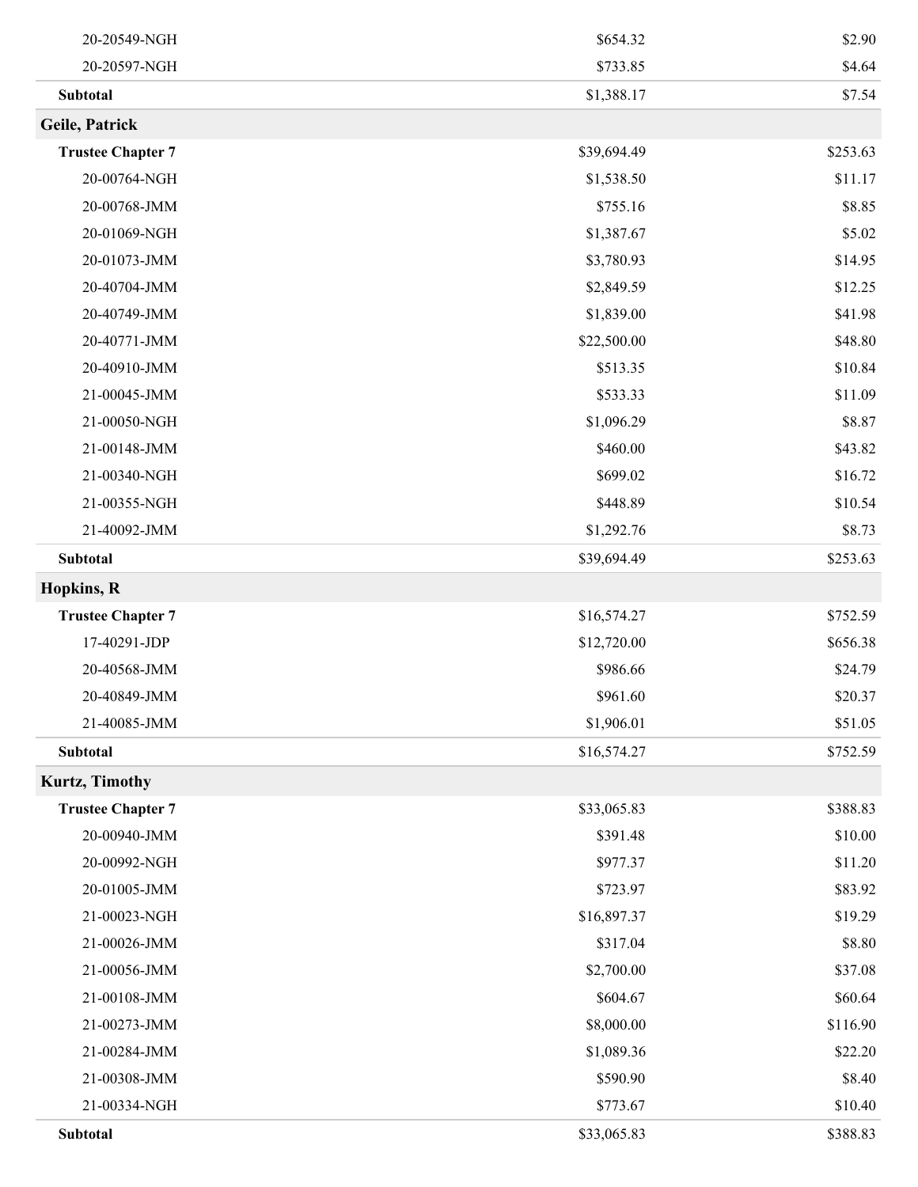| | | |
|---|---|---|
| 20-20549-NGH | $654.32 | $2.90 |
| 20-20597-NGH | $733.85 | $4.64 |
| **Subtotal** | $1,388.17 | $7.54 |
| **Geile, Patrick** | | |
| **Trustee Chapter 7** | $39,694.49 | $253.63 |
| 20-00764-NGH | $1,538.50 | $11.17 |
| 20-00768-JMM | $755.16 | $8.85 |
| 20-01069-NGH | $1,387.67 | $5.02 |
| 20-01073-JMM | $3,780.93 | $14.95 |
| 20-40704-JMM | $2,849.59 | $12.25 |
| 20-40749-JMM | $1,839.00 | $41.98 |
| 20-40771-JMM | $22,500.00 | $48.80 |
| 20-40910-JMM | $513.35 | $10.84 |
| 21-00045-JMM | $533.33 | $11.09 |
| 21-00050-NGH | $1,096.29 | $8.87 |
| 21-00148-JMM | $460.00 | $43.82 |
| 21-00340-NGH | $699.02 | $16.72 |
| 21-00355-NGH | $448.89 | $10.54 |
| 21-40092-JMM | $1,292.76 | $8.73 |
| **Subtotal** | $39,694.49 | $253.63 |
| **Hopkins, R** | | |
| **Trustee Chapter 7** | $16,574.27 | $752.59 |
| 17-40291-JDP | $12,720.00 | $656.38 |
| 20-40568-JMM | $986.66 | $24.79 |
| 20-40849-JMM | $961.60 | $20.37 |
| 21-40085-JMM | $1,906.01 | $51.05 |
| **Subtotal** | $16,574.27 | $752.59 |
| **Kurtz, Timothy** | | |
| **Trustee Chapter 7** | $33,065.83 | $388.83 |
| 20-00940-JMM | $391.48 | $10.00 |
| 20-00992-NGH | $977.37 | $11.20 |
| 20-01005-JMM | $723.97 | $83.92 |
| 21-00023-NGH | $16,897.37 | $19.29 |
| 21-00026-JMM | $317.04 | $8.80 |
| 21-00056-JMM | $2,700.00 | $37.08 |
| 21-00108-JMM | $604.67 | $60.64 |
| 21-00273-JMM | $8,000.00 | $116.90 |
| 21-00284-JMM | $1,089.36 | $22.20 |
| 21-00308-JMM | $590.90 | $8.40 |
| 21-00334-NGH | $773.67 | $10.40 |
| **Subtotal** | $33,065.83 | $388.83 |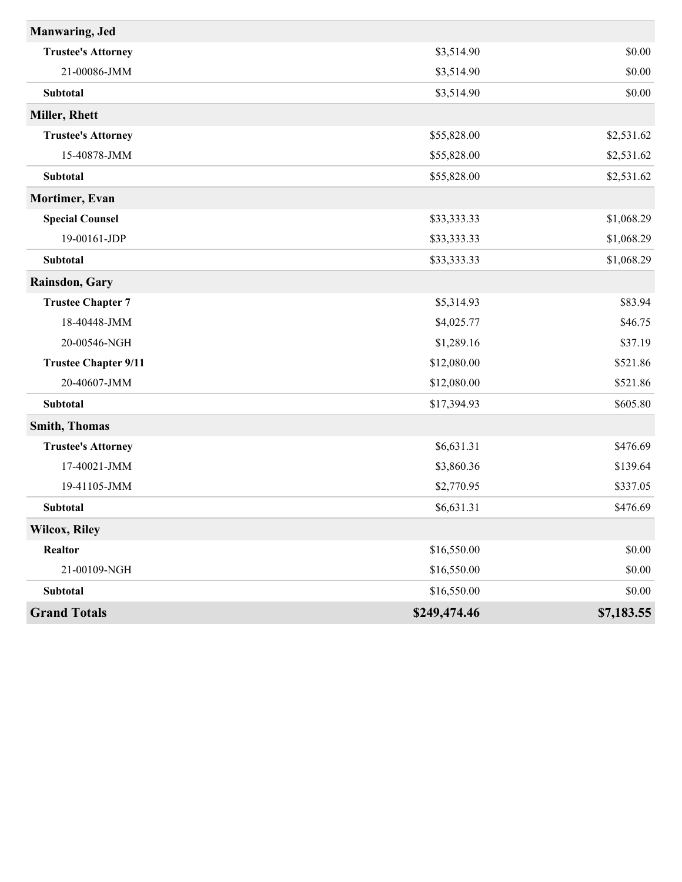| | | |
|---|---|---|
| **Manwaring, Jed** | | |
| **Trustee's Attorney** | $3,514.90 | $0.00 |
| 21-00086-JMM | $3,514.90 | $0.00 |
| **Subtotal** | $3,514.90 | $0.00 |
| **Miller, Rhett** | | |
| **Trustee's Attorney** | $55,828.00 | $2,531.62 |
| 15-40878-JMM | $55,828.00 | $2,531.62 |
| **Subtotal** | $55,828.00 | $2,531.62 |
| **Mortimer, Evan** | | |
| **Special Counsel** | $33,333.33 | $1,068.29 |
| 19-00161-JDP | $33,333.33 | $1,068.29 |
| **Subtotal** | $33,333.33 | $1,068.29 |
| **Rainsdon, Gary** | | |
| **Trustee Chapter 7** | $5,314.93 | $83.94 |
| 18-40448-JMM | $4,025.77 | $46.75 |
| 20-00546-NGH | $1,289.16 | $37.19 |
| **Trustee Chapter 9/11** | $12,080.00 | $521.86 |
| 20-40607-JMM | $12,080.00 | $521.86 |
| **Subtotal** | $17,394.93 | $605.80 |
| **Smith, Thomas** | | |
| **Trustee's Attorney** | $6,631.31 | $476.69 |
| 17-40021-JMM | $3,860.36 | $139.64 |
| 19-41105-JMM | $2,770.95 | $337.05 |
| **Subtotal** | $6,631.31 | $476.69 |
| **Wilcox, Riley** | | |
| **Realtor** | $16,550.00 | $0.00 |
| 21-00109-NGH | $16,550.00 | $0.00 |
| **Subtotal** | $16,550.00 | $0.00 |
| **Grand Totals** | **$249,474.46** | **$7,183.55** |